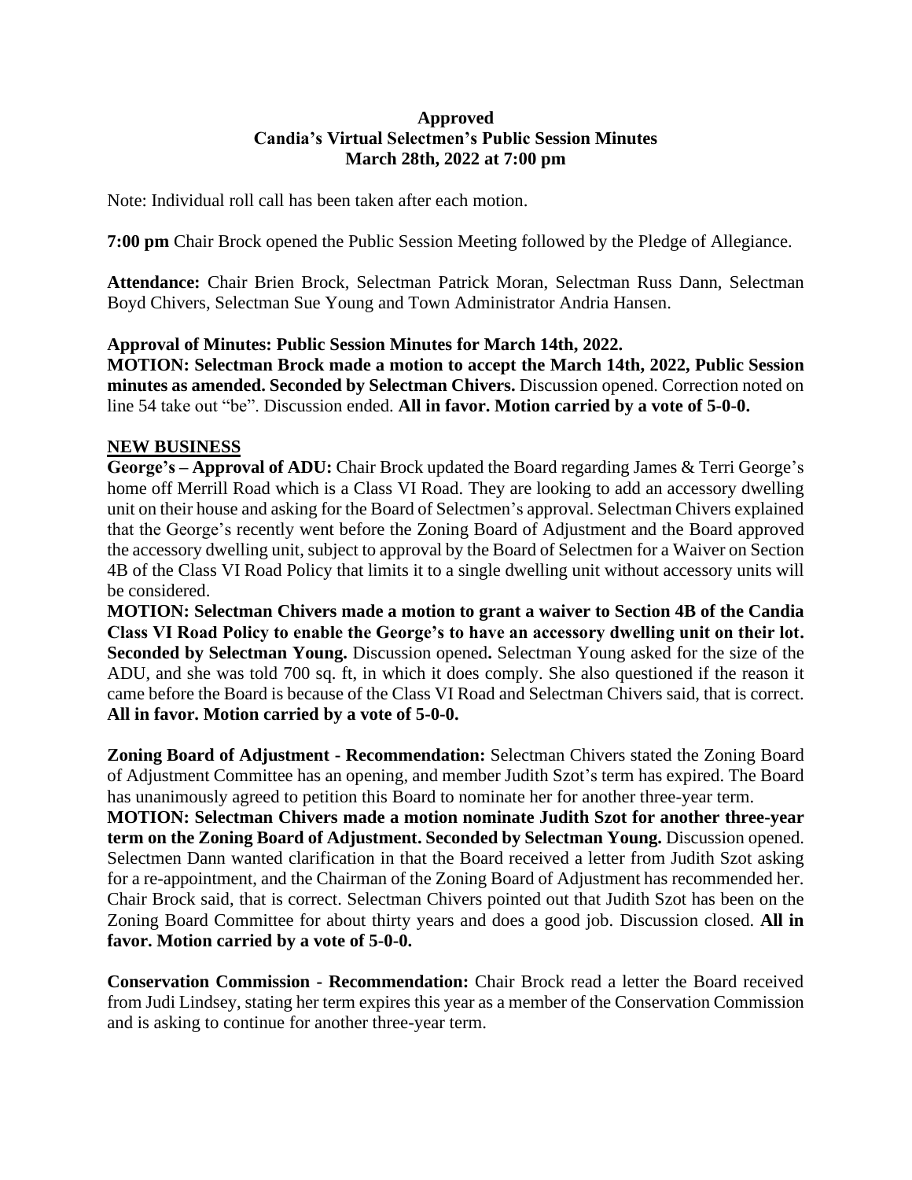**Approved**
**Candia's Virtual Selectmen's Public Session Minutes**
**March 28th, 2022 at 7:00 pm**

Note: Individual roll call has been taken after each motion.

**7:00 pm** Chair Brock opened the Public Session Meeting followed by the Pledge of Allegiance.

**Attendance:** Chair Brien Brock, Selectman Patrick Moran, Selectman Russ Dann, Selectman Boyd Chivers, Selectman Sue Young and Town Administrator Andria Hansen.

**Approval of Minutes: Public Session Minutes for March 14th, 2022.**
**MOTION: Selectman Brock made a motion to accept the March 14th, 2022, Public Session minutes as amended. Seconded by Selectman Chivers.** Discussion opened. Correction noted on line 54 take out "be". Discussion ended. **All in favor. Motion carried by a vote of 5-0-0.**

**NEW BUSINESS**

**George's – Approval of ADU:** Chair Brock updated the Board regarding James & Terri George's home off Merrill Road which is a Class VI Road. They are looking to add an accessory dwelling unit on their house and asking for the Board of Selectmen's approval. Selectman Chivers explained that the George's recently went before the Zoning Board of Adjustment and the Board approved the accessory dwelling unit, subject to approval by the Board of Selectmen for a Waiver on Section 4B of the Class VI Road Policy that limits it to a single dwelling unit without accessory units will be considered.

**MOTION: Selectman Chivers made a motion to grant a waiver to Section 4B of the Candia Class VI Road Policy to enable the George's to have an accessory dwelling unit on their lot. Seconded by Selectman Young.** Discussion opened**.** Selectman Young asked for the size of the ADU, and she was told 700 sq. ft, in which it does comply. She also questioned if the reason it came before the Board is because of the Class VI Road and Selectman Chivers said, that is correct. **All in favor. Motion carried by a vote of 5-0-0.**

**Zoning Board of Adjustment - Recommendation:** Selectman Chivers stated the Zoning Board of Adjustment Committee has an opening, and member Judith Szot's term has expired. The Board has unanimously agreed to petition this Board to nominate her for another three-year term.

**MOTION: Selectman Chivers made a motion nominate Judith Szot for another three-year term on the Zoning Board of Adjustment. Seconded by Selectman Young.** Discussion opened. Selectmen Dann wanted clarification in that the Board received a letter from Judith Szot asking for a re-appointment, and the Chairman of the Zoning Board of Adjustment has recommended her. Chair Brock said, that is correct. Selectman Chivers pointed out that Judith Szot has been on the Zoning Board Committee for about thirty years and does a good job. Discussion closed. **All in favor. Motion carried by a vote of 5-0-0.**

**Conservation Commission - Recommendation:** Chair Brock read a letter the Board received from Judi Lindsey, stating her term expires this year as a member of the Conservation Commission and is asking to continue for another three-year term.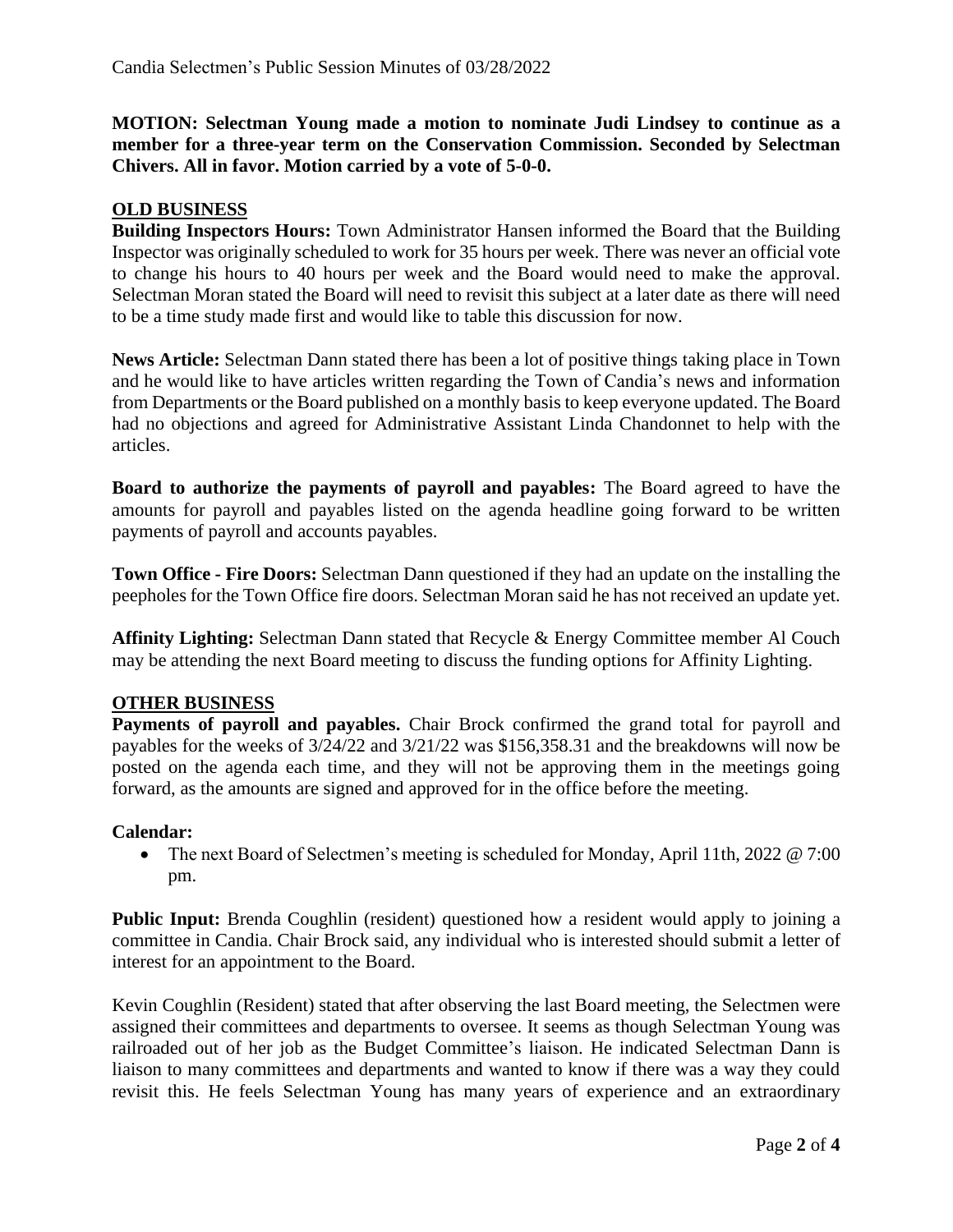**MOTION: Selectman Young made a motion to nominate Judi Lindsey to continue as a member for a three-year term on the Conservation Commission. Seconded by Selectman Chivers. All in favor. Motion carried by a vote of 5-0-0.**

## OLD BUSINESS

**Building Inspectors Hours:** Town Administrator Hansen informed the Board that the Building Inspector was originally scheduled to work for 35 hours per week. There was never an official vote to change his hours to 40 hours per week and the Board would need to make the approval. Selectman Moran stated the Board will need to revisit this subject at a later date as there will need to be a time study made first and would like to table this discussion for now.

**News Article:** Selectman Dann stated there has been a lot of positive things taking place in Town and he would like to have articles written regarding the Town of Candia's news and information from Departments or the Board published on a monthly basis to keep everyone updated. The Board had no objections and agreed for Administrative Assistant Linda Chandonnet to help with the articles.

**Board to authorize the payments of payroll and payables:** The Board agreed to have the amounts for payroll and payables listed on the agenda headline going forward to be written payments of payroll and accounts payables.

**Town Office - Fire Doors:** Selectman Dann questioned if they had an update on the installing the peepholes for the Town Office fire doors. Selectman Moran said he has not received an update yet.

**Affinity Lighting:** Selectman Dann stated that Recycle & Energy Committee member Al Couch may be attending the next Board meeting to discuss the funding options for Affinity Lighting.

## OTHER BUSINESS

**Payments of payroll and payables.** Chair Brock confirmed the grand total for payroll and payables for the weeks of 3/24/22 and 3/21/22 was $156,358.31 and the breakdowns will now be posted on the agenda each time, and they will not be approving them in the meetings going forward, as the amounts are signed and approved for in the office before the meeting.

**Calendar:**

- The next Board of Selectmen's meeting is scheduled for Monday, April 11th, 2022 @ 7:00 pm.

**Public Input:** Brenda Coughlin (resident) questioned how a resident would apply to joining a committee in Candia. Chair Brock said, any individual who is interested should submit a letter of interest for an appointment to the Board.

Kevin Coughlin (Resident) stated that after observing the last Board meeting, the Selectmen were assigned their committees and departments to oversee. It seems as though Selectman Young was railroaded out of her job as the Budget Committee's liaison. He indicated Selectman Dann is liaison to many committees and departments and wanted to know if there was a way they could revisit this. He feels Selectman Young has many years of experience and an extraordinary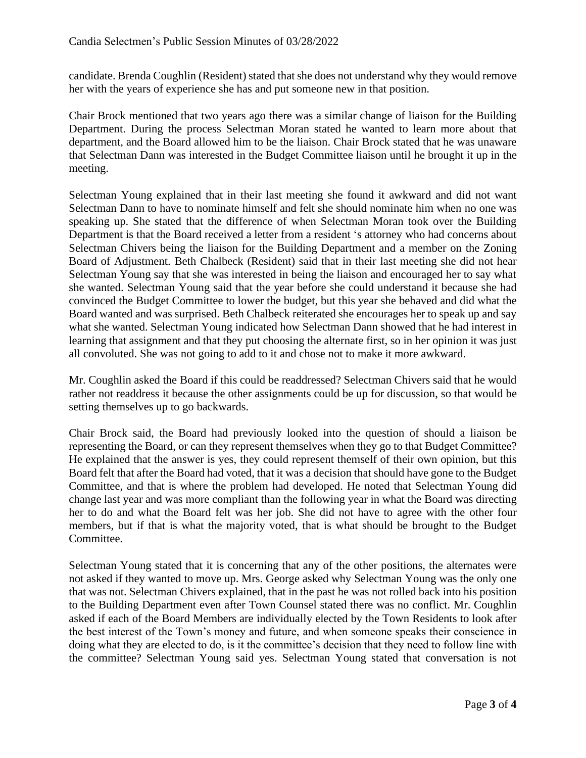candidate. Brenda Coughlin (Resident) stated that she does not understand why they would remove her with the years of experience she has and put someone new in that position.

Chair Brock mentioned that two years ago there was a similar change of liaison for the Building Department. During the process Selectman Moran stated he wanted to learn more about that department, and the Board allowed him to be the liaison. Chair Brock stated that he was unaware that Selectman Dann was interested in the Budget Committee liaison until he brought it up in the meeting.

Selectman Young explained that in their last meeting she found it awkward and did not want Selectman Dann to have to nominate himself and felt she should nominate him when no one was speaking up. She stated that the difference of when Selectman Moran took over the Building Department is that the Board received a letter from a resident 's attorney who had concerns about Selectman Chivers being the liaison for the Building Department and a member on the Zoning Board of Adjustment. Beth Chalbeck (Resident) said that in their last meeting she did not hear Selectman Young say that she was interested in being the liaison and encouraged her to say what she wanted. Selectman Young said that the year before she could understand it because she had convinced the Budget Committee to lower the budget, but this year she behaved and did what the Board wanted and was surprised. Beth Chalbeck reiterated she encourages her to speak up and say what she wanted. Selectman Young indicated how Selectman Dann showed that he had interest in learning that assignment and that they put choosing the alternate first, so in her opinion it was just all convoluted. She was not going to add to it and chose not to make it more awkward.

Mr. Coughlin asked the Board if this could be readdressed? Selectman Chivers said that he would rather not readdress it because the other assignments could be up for discussion, so that would be setting themselves up to go backwards.

Chair Brock said, the Board had previously looked into the question of should a liaison be representing the Board, or can they represent themselves when they go to that Budget Committee? He explained that the answer is yes, they could represent themself of their own opinion, but this Board felt that after the Board had voted, that it was a decision that should have gone to the Budget Committee, and that is where the problem had developed. He noted that Selectman Young did change last year and was more compliant than the following year in what the Board was directing her to do and what the Board felt was her job. She did not have to agree with the other four members, but if that is what the majority voted, that is what should be brought to the Budget Committee.

Selectman Young stated that it is concerning that any of the other positions, the alternates were not asked if they wanted to move up. Mrs. George asked why Selectman Young was the only one that was not. Selectman Chivers explained, that in the past he was not rolled back into his position to the Building Department even after Town Counsel stated there was no conflict. Mr. Coughlin asked if each of the Board Members are individually elected by the Town Residents to look after the best interest of the Town's money and future, and when someone speaks their conscience in doing what they are elected to do, is it the committee's decision that they need to follow line with the committee? Selectman Young said yes. Selectman Young stated that conversation is not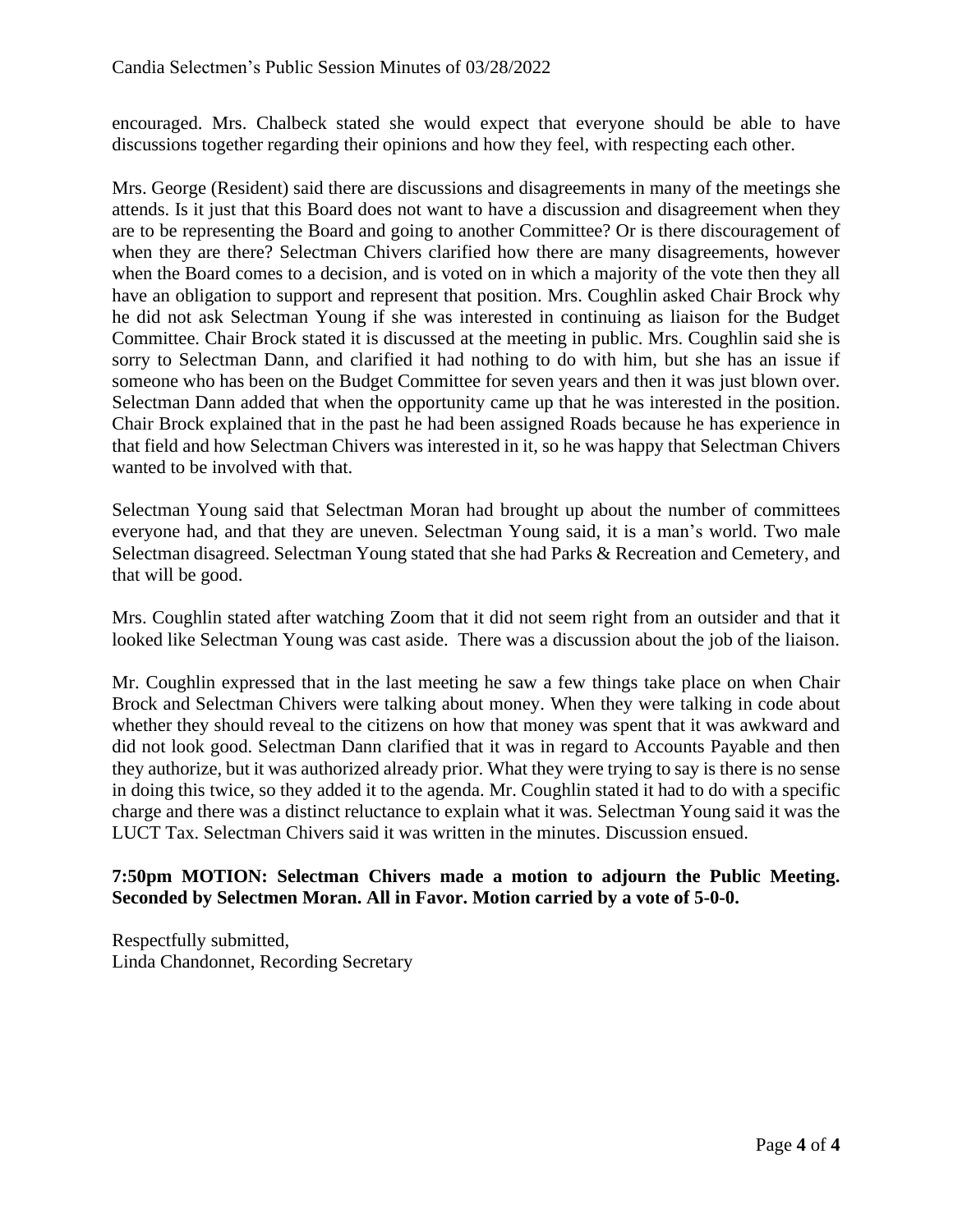encouraged. Mrs. Chalbeck stated she would expect that everyone should be able to have discussions together regarding their opinions and how they feel, with respecting each other.

Mrs. George (Resident) said there are discussions and disagreements in many of the meetings she attends. Is it just that this Board does not want to have a discussion and disagreement when they are to be representing the Board and going to another Committee? Or is there discouragement of when they are there? Selectman Chivers clarified how there are many disagreements, however when the Board comes to a decision, and is voted on in which a majority of the vote then they all have an obligation to support and represent that position. Mrs. Coughlin asked Chair Brock why he did not ask Selectman Young if she was interested in continuing as liaison for the Budget Committee. Chair Brock stated it is discussed at the meeting in public. Mrs. Coughlin said she is sorry to Selectman Dann, and clarified it had nothing to do with him, but she has an issue if someone who has been on the Budget Committee for seven years and then it was just blown over. Selectman Dann added that when the opportunity came up that he was interested in the position. Chair Brock explained that in the past he had been assigned Roads because he has experience in that field and how Selectman Chivers was interested in it, so he was happy that Selectman Chivers wanted to be involved with that.

Selectman Young said that Selectman Moran had brought up about the number of committees everyone had, and that they are uneven. Selectman Young said, it is a man's world. Two male Selectman disagreed. Selectman Young stated that she had Parks & Recreation and Cemetery, and that will be good.

Mrs. Coughlin stated after watching Zoom that it did not seem right from an outsider and that it looked like Selectman Young was cast aside. There was a discussion about the job of the liaison.

Mr. Coughlin expressed that in the last meeting he saw a few things take place on when Chair Brock and Selectman Chivers were talking about money. When they were talking in code about whether they should reveal to the citizens on how that money was spent that it was awkward and did not look good. Selectman Dann clarified that it was in regard to Accounts Payable and then they authorize, but it was authorized already prior. What they were trying to say is there is no sense in doing this twice, so they added it to the agenda. Mr. Coughlin stated it had to do with a specific charge and there was a distinct reluctance to explain what it was. Selectman Young said it was the LUCT Tax. Selectman Chivers said it was written in the minutes. Discussion ensued.

**7:50pm MOTION: Selectman Chivers made a motion to adjourn the Public Meeting. Seconded by Selectmen Moran. All in Favor. Motion carried by a vote of 5-0-0.**

Respectfully submitted,
Linda Chandonnet, Recording Secretary